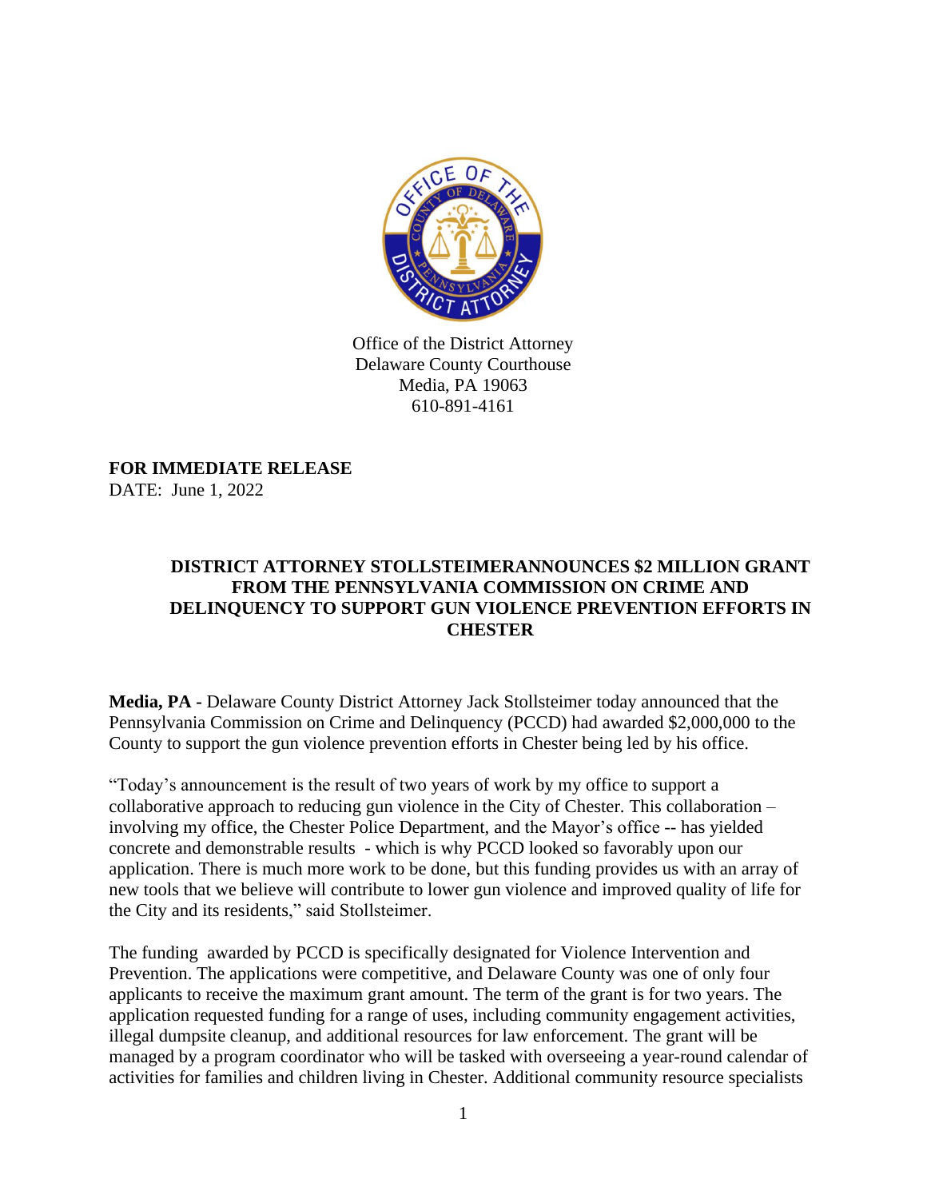Office of the District Attorney
Delaware County Courthouse
Media, PA 19063
610-891-4161

**FOR IMMEDIATE RELEASE**
DATE: June 1, 2022

**DISTRICT ATTORNEY STOLLSTEIMERANNOUNCES $2 MILLION GRANT FROM THE PENNSYLVANIA COMMISSION ON CRIME AND DELINQUENCY TO SUPPORT GUN VIOLENCE PREVENTION EFFORTS IN CHESTER**

**Media, PA -** Delaware County District Attorney Jack Stollsteimer today announced that the Pennsylvania Commission on Crime and Delinquency (PCCD) had awarded $2,000,000 to the County to support the gun violence prevention efforts in Chester being led by his office.

"Today's announcement is the result of two years of work by my office to support a collaborative approach to reducing gun violence in the City of Chester. This collaboration – involving my office, the Chester Police Department, and the Mayor's office -- has yielded concrete and demonstrable results - which is why PCCD looked so favorably upon our application. There is much more work to be done, but this funding provides us with an array of new tools that we believe will contribute to lower gun violence and improved quality of life for the City and its residents," said Stollsteimer.

The funding awarded by PCCD is specifically designated for Violence Intervention and Prevention. The applications were competitive, and Delaware County was one of only four applicants to receive the maximum grant amount. The term of the grant is for two years. The application requested funding for a range of uses, including community engagement activities, illegal dumpsite cleanup, and additional resources for law enforcement. The grant will be managed by a program coordinator who will be tasked with overseeing a year-round calendar of activities for families and children living in Chester. Additional community resource specialists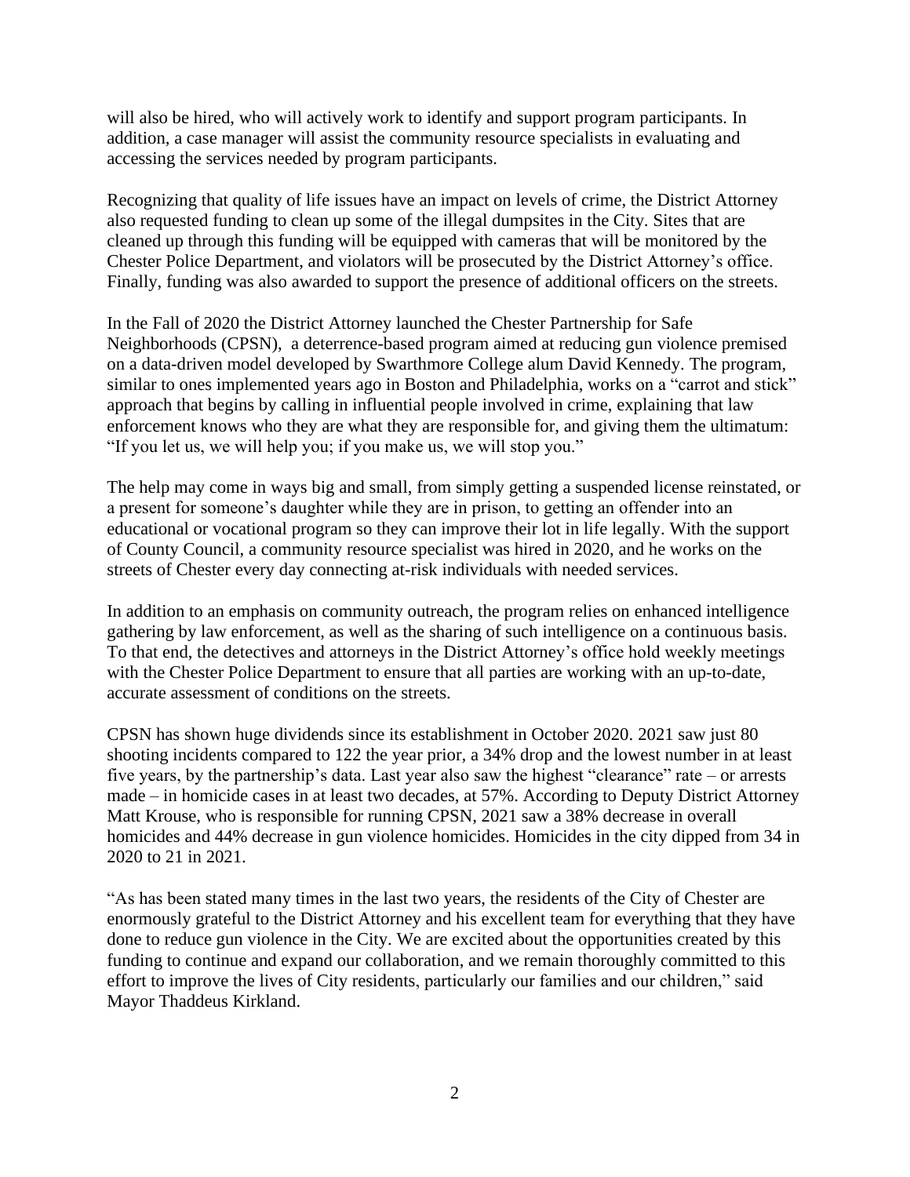will also be hired, who will actively work to identify and support program participants. In addition, a case manager will assist the community resource specialists in evaluating and accessing the services needed by program participants.

Recognizing that quality of life issues have an impact on levels of crime, the District Attorney also requested funding to clean up some of the illegal dumpsites in the City. Sites that are cleaned up through this funding will be equipped with cameras that will be monitored by the Chester Police Department, and violators will be prosecuted by the District Attorney's office. Finally, funding was also awarded to support the presence of additional officers on the streets.

In the Fall of 2020 the District Attorney launched the Chester Partnership for Safe Neighborhoods (CPSN), a deterrence-based program aimed at reducing gun violence premised on a data-driven model developed by Swarthmore College alum David Kennedy. The program, similar to ones implemented years ago in Boston and Philadelphia, works on a "carrot and stick" approach that begins by calling in influential people involved in crime, explaining that law enforcement knows who they are what they are responsible for, and giving them the ultimatum: "If you let us, we will help you; if you make us, we will stop you."

The help may come in ways big and small, from simply getting a suspended license reinstated, or a present for someone's daughter while they are in prison, to getting an offender into an educational or vocational program so they can improve their lot in life legally. With the support of County Council, a community resource specialist was hired in 2020, and he works on the streets of Chester every day connecting at-risk individuals with needed services.

In addition to an emphasis on community outreach, the program relies on enhanced intelligence gathering by law enforcement, as well as the sharing of such intelligence on a continuous basis. To that end, the detectives and attorneys in the District Attorney's office hold weekly meetings with the Chester Police Department to ensure that all parties are working with an up-to-date, accurate assessment of conditions on the streets.

CPSN has shown huge dividends since its establishment in October 2020. 2021 saw just 80 shooting incidents compared to 122 the year prior, a 34% drop and the lowest number in at least five years, by the partnership's data. Last year also saw the highest "clearance" rate – or arrests made – in homicide cases in at least two decades, at 57%. According to Deputy District Attorney Matt Krouse, who is responsible for running CPSN, 2021 saw a 38% decrease in overall homicides and 44% decrease in gun violence homicides. Homicides in the city dipped from 34 in 2020 to 21 in 2021.

"As has been stated many times in the last two years, the residents of the City of Chester are enormously grateful to the District Attorney and his excellent team for everything that they have done to reduce gun violence in the City. We are excited about the opportunities created by this funding to continue and expand our collaboration, and we remain thoroughly committed to this effort to improve the lives of City residents, particularly our families and our children," said Mayor Thaddeus Kirkland.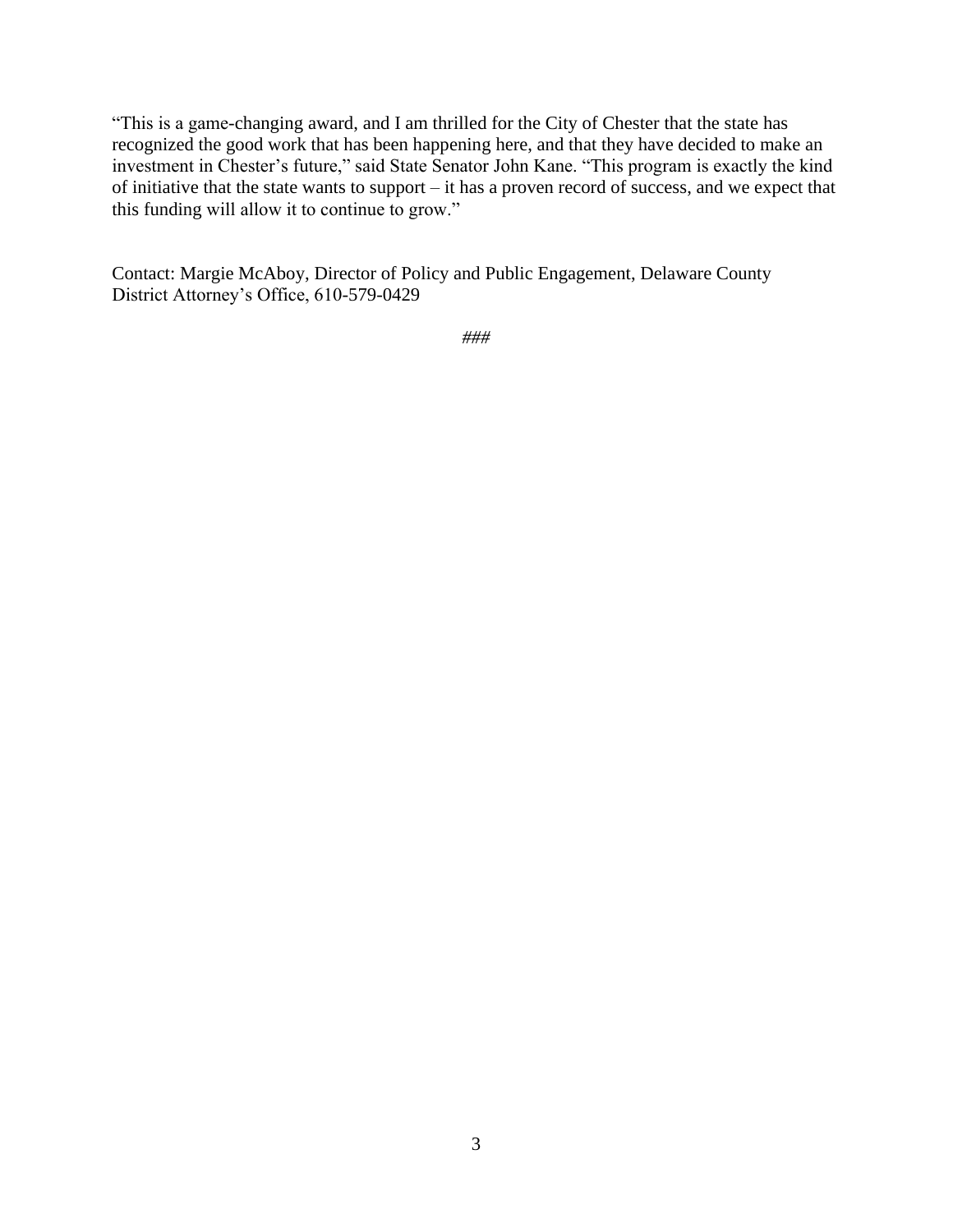"This is a game-changing award, and I am thrilled for the City of Chester that the state has recognized the good work that has been happening here, and that they have decided to make an investment in Chester's future," said State Senator John Kane. "This program is exactly the kind of initiative that the state wants to support – it has a proven record of success, and we expect that this funding will allow it to continue to grow."

Contact: Margie McAboy, Director of Policy and Public Engagement, Delaware County District Attorney's Office, 610-579-0429

###